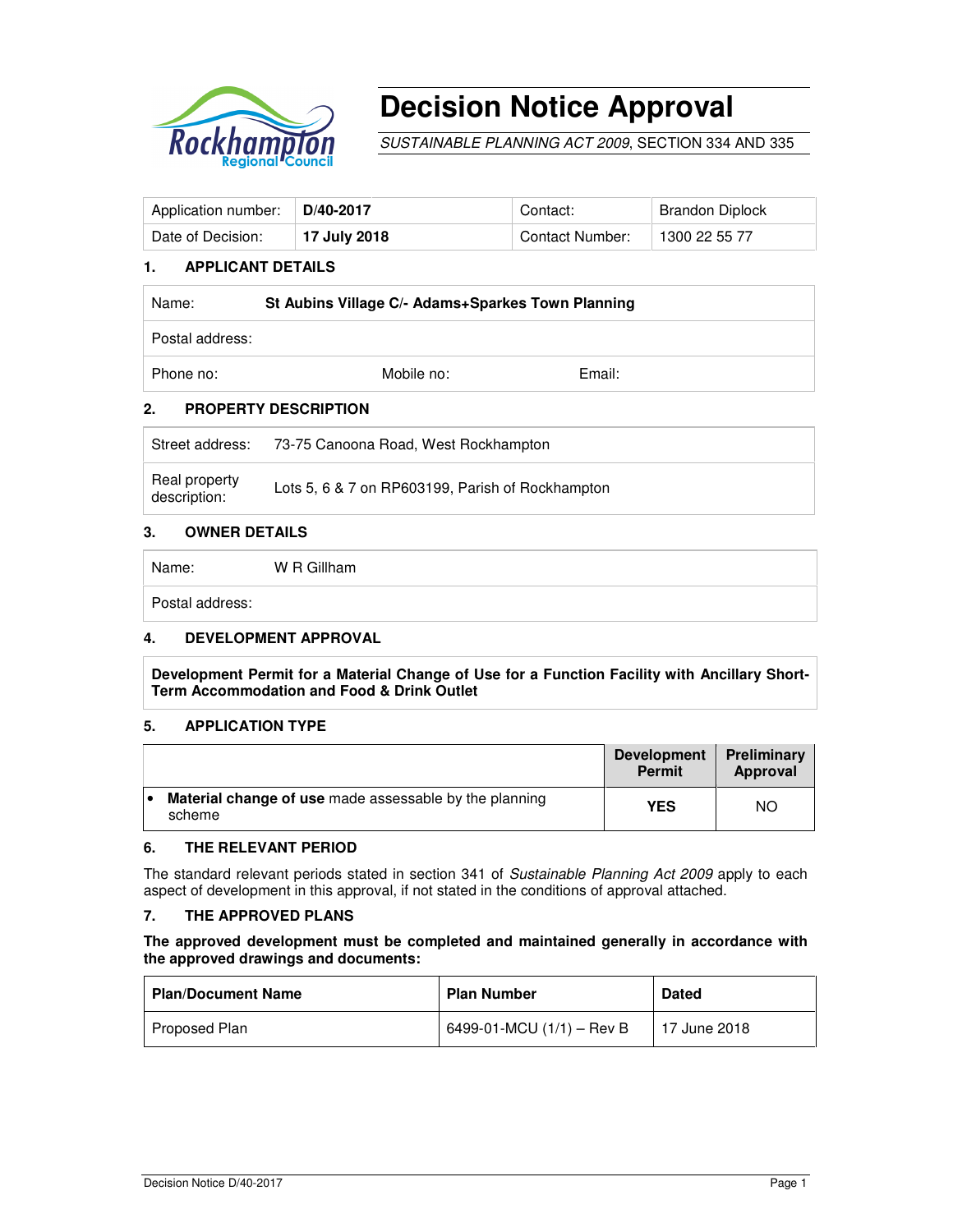# Decision Notice Approval

*SUSTAINABLE PLANNING ACT 2009*, SECTION 334 AND 335

| Application number: | **D/40-2017** | Contact: | Brandon Diplock |
|---|---|---|---|
| Date of Decision: | **17 July 2018** | Contact Number: | 1300 22 55 77 |

## 1. APPLICANT DETAILS

| Name: | **St Aubins Village C/- Adams+Sparkes Town Planning** | |
|---|---|---|
| Postal address: | | |
| Phone no: | Mobile no: | Email: |

## 2. PROPERTY DESCRIPTION

| Street address: | 73-75 Canoona Road, West Rockhampton |
|---|---|
| Real property description: | Lots 5, 6 & 7 on RP603199, Parish of Rockhampton |

## 3. OWNER DETAILS

| Name: | W R Gillham |
|---|---|
| Postal address: | |

## 4. DEVELOPMENT APPROVAL

**Development Permit for a Material Change of Use for a Function Facility with Ancillary Short-Term Accommodation and Food & Drink Outlet**

## 5. APPLICATION TYPE

| | Development Permit | Preliminary Approval |
|---|---|---|
| • **Material change of use** made assessable by the planning scheme | **YES** | NO |

## 6. THE RELEVANT PERIOD

The standard relevant periods stated in section 341 of *Sustainable Planning Act 2009* apply to each aspect of development in this approval, if not stated in the conditions of approval attached.

## 7. THE APPROVED PLANS

**The approved development must be completed and maintained generally in accordance with the approved drawings and documents:**

| Plan/Document Name | Plan Number | Dated |
|---|---|---|
| Proposed Plan | 6499-01-MCU (1/1) – Rev B | 17 June 2018 |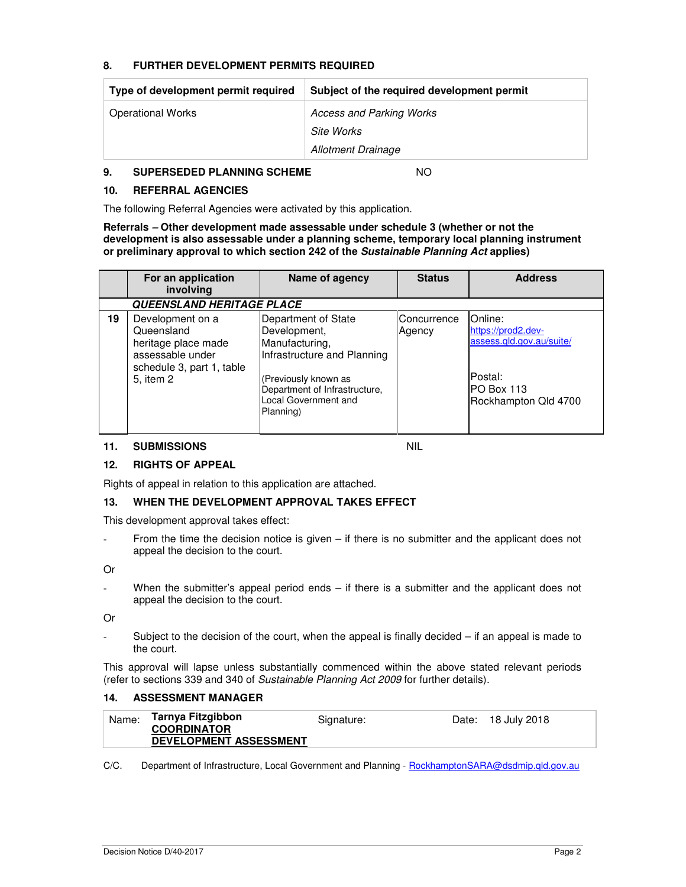## 8. FURTHER DEVELOPMENT PERMITS REQUIRED

| Type of development permit required | Subject of the required development permit |
|---|---|
| Operational Works | *Access and Parking Works*<br>*Site Works*<br>*Allotment Drainage* |

## 9. SUPERSEDED PLANNING SCHEME NO

## 10. REFERRAL AGENCIES

The following Referral Agencies were activated by this application.

**Referrals – Other development made assessable under schedule 3 (whether or not the development is also assessable under a planning scheme, temporary local planning instrument or preliminary approval to which section 242 of the *Sustainable Planning Act* applies)**

| | For an application involving | Name of agency | Status | Address |
|---|---|---|---|---|
| | ***QUEENSLAND HERITAGE PLACE*** | | | |
| 19 | Development on a Queensland heritage place made assessable under schedule 3, part 1, table 5, item 2 | Department of State Development, Manufacturing, Infrastructure and Planning<br><br>(Previously known as Department of Infrastructure, Local Government and Planning) | Concurrence Agency | Online: https://prod2.dev-assess.qld.gov.au/suite/<br><br>Postal:<br>PO Box 113<br>Rockhampton Qld 4700 |

## 11. SUBMISSIONS NIL

## 12. RIGHTS OF APPEAL

Rights of appeal in relation to this application are attached.

## 13. WHEN THE DEVELOPMENT APPROVAL TAKES EFFECT

This development approval takes effect:

- From the time the decision notice is given – if there is no submitter and the applicant does not appeal the decision to the court.

Or

- When the submitter's appeal period ends – if there is a submitter and the applicant does not appeal the decision to the court.

Or

- Subject to the decision of the court, when the appeal is finally decided – if an appeal is made to the court.

This approval will lapse unless substantially commenced within the above stated relevant periods (refer to sections 339 and 340 of *Sustainable Planning Act 2009* for further details).

## 14. ASSESSMENT MANAGER

| Name: | **Tarnya Fitzgibbon**<br>**COORDINATOR DEVELOPMENT ASSESSMENT** | Signature: | Date: 18 July 2018 |
|---|---|---|---|

C/C. Department of Infrastructure, Local Government and Planning - RockhamptonSARA@dsdmip.qld.gov.au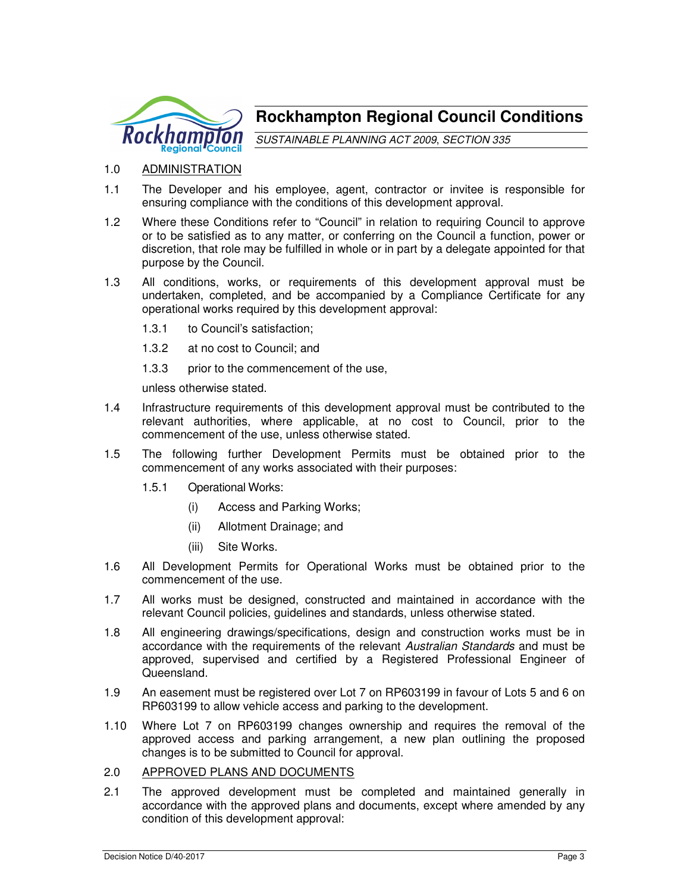# Rockhampton Regional Council Conditions

*SUSTAINABLE PLANNING ACT 2009, SECTION 335*

1.0 ADMINISTRATION

1.1 The Developer and his employee, agent, contractor or invitee is responsible for ensuring compliance with the conditions of this development approval.

1.2 Where these Conditions refer to "Council" in relation to requiring Council to approve or to be satisfied as to any matter, or conferring on the Council a function, power or discretion, that role may be fulfilled in whole or in part by a delegate appointed for that purpose by the Council.

1.3 All conditions, works, or requirements of this development approval must be undertaken, completed, and be accompanied by a Compliance Certificate for any operational works required by this development approval:

1.3.1 to Council's satisfaction;

1.3.2 at no cost to Council; and

1.3.3 prior to the commencement of the use,

unless otherwise stated.

1.4 Infrastructure requirements of this development approval must be contributed to the relevant authorities, where applicable, at no cost to Council, prior to the commencement of the use, unless otherwise stated.

1.5 The following further Development Permits must be obtained prior to the commencement of any works associated with their purposes:

1.5.1 Operational Works:

(i) Access and Parking Works;

(ii) Allotment Drainage; and

(iii) Site Works.

1.6 All Development Permits for Operational Works must be obtained prior to the commencement of the use.

1.7 All works must be designed, constructed and maintained in accordance with the relevant Council policies, guidelines and standards, unless otherwise stated.

1.8 All engineering drawings/specifications, design and construction works must be in accordance with the requirements of the relevant *Australian Standards* and must be approved, supervised and certified by a Registered Professional Engineer of Queensland.

1.9 An easement must be registered over Lot 7 on RP603199 in favour of Lots 5 and 6 on RP603199 to allow vehicle access and parking to the development.

1.10 Where Lot 7 on RP603199 changes ownership and requires the removal of the approved access and parking arrangement, a new plan outlining the proposed changes is to be submitted to Council for approval.

2.0 APPROVED PLANS AND DOCUMENTS

2.1 The approved development must be completed and maintained generally in accordance with the approved plans and documents, except where amended by any condition of this development approval: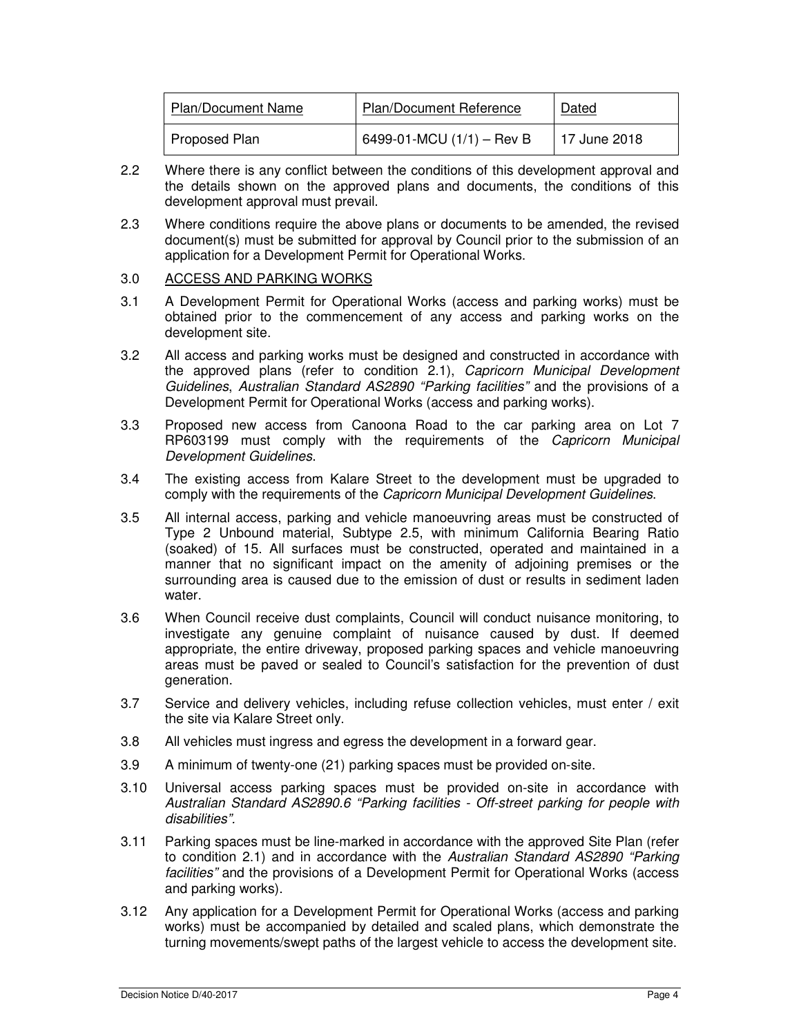| Plan/Document Name | Plan/Document Reference | Dated |
| --- | --- | --- |
| Proposed Plan | 6499-01-MCU (1/1) – Rev B | 17 June 2018 |

2.2 Where there is any conflict between the conditions of this development approval and the details shown on the approved plans and documents, the conditions of this development approval must prevail.

2.3 Where conditions require the above plans or documents to be amended, the revised document(s) must be submitted for approval by Council prior to the submission of an application for a Development Permit for Operational Works.

3.0 ACCESS AND PARKING WORKS

3.1 A Development Permit for Operational Works (access and parking works) must be obtained prior to the commencement of any access and parking works on the development site.

3.2 All access and parking works must be designed and constructed in accordance with the approved plans (refer to condition 2.1), *Capricorn Municipal Development Guidelines*, *Australian Standard AS2890 "Parking facilities"* and the provisions of a Development Permit for Operational Works (access and parking works).

3.3 Proposed new access from Canoona Road to the car parking area on Lot 7 RP603199 must comply with the requirements of the *Capricorn Municipal Development Guidelines*.

3.4 The existing access from Kalare Street to the development must be upgraded to comply with the requirements of the *Capricorn Municipal Development Guidelines*.

3.5 All internal access, parking and vehicle manoeuvring areas must be constructed of Type 2 Unbound material, Subtype 2.5, with minimum California Bearing Ratio (soaked) of 15. All surfaces must be constructed, operated and maintained in a manner that no significant impact on the amenity of adjoining premises or the surrounding area is caused due to the emission of dust or results in sediment laden water.

3.6 When Council receive dust complaints, Council will conduct nuisance monitoring, to investigate any genuine complaint of nuisance caused by dust. If deemed appropriate, the entire driveway, proposed parking spaces and vehicle manoeuvring areas must be paved or sealed to Council's satisfaction for the prevention of dust generation.

3.7 Service and delivery vehicles, including refuse collection vehicles, must enter / exit the site via Kalare Street only.

3.8 All vehicles must ingress and egress the development in a forward gear.

3.9 A minimum of twenty-one (21) parking spaces must be provided on-site.

3.10 Universal access parking spaces must be provided on-site in accordance with *Australian Standard AS2890.6 "Parking facilities - Off-street parking for people with disabilities"*.

3.11 Parking spaces must be line-marked in accordance with the approved Site Plan (refer to condition 2.1) and in accordance with the *Australian Standard AS2890 "Parking facilities"* and the provisions of a Development Permit for Operational Works (access and parking works).

3.12 Any application for a Development Permit for Operational Works (access and parking works) must be accompanied by detailed and scaled plans, which demonstrate the turning movements/swept paths of the largest vehicle to access the development site.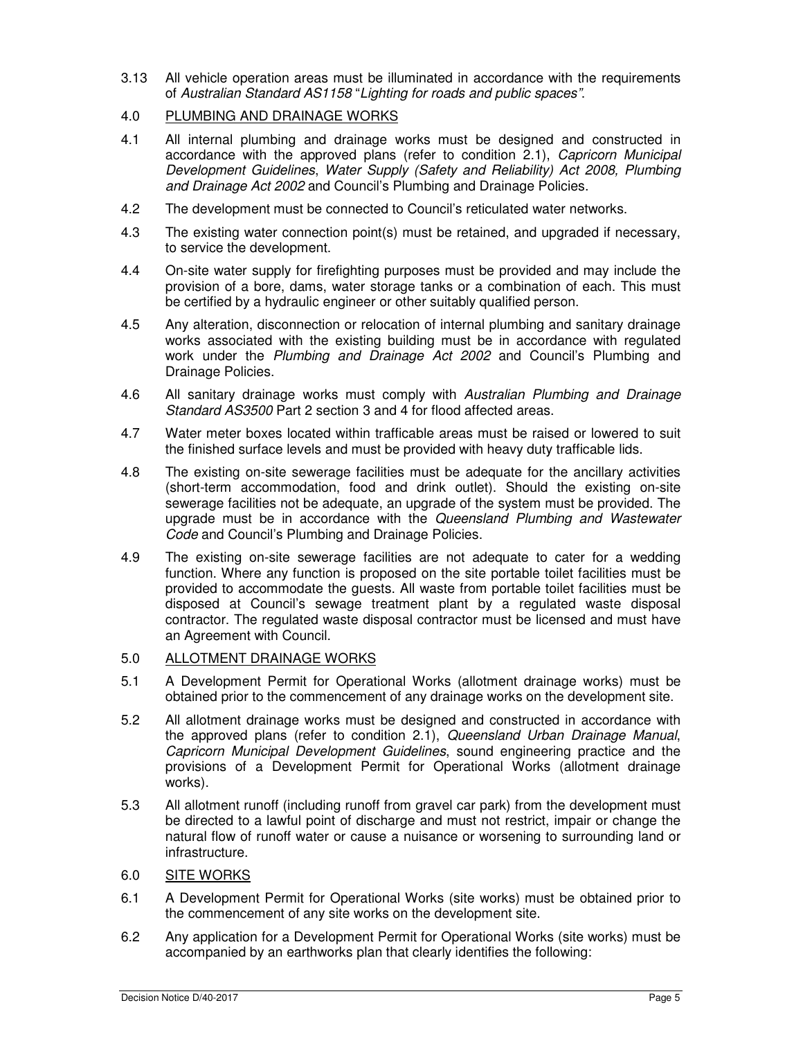3.13 All vehicle operation areas must be illuminated in accordance with the requirements of *Australian Standard AS1158* "*Lighting for roads and public spaces"*.

4.0 PLUMBING AND DRAINAGE WORKS

4.1 All internal plumbing and drainage works must be designed and constructed in accordance with the approved plans (refer to condition 2.1), *Capricorn Municipal Development Guidelines*, *Water Supply (Safety and Reliability) Act 2008, Plumbing and Drainage Act 2002* and Council's Plumbing and Drainage Policies.

4.2 The development must be connected to Council's reticulated water networks.

4.3 The existing water connection point(s) must be retained, and upgraded if necessary, to service the development.

4.4 On-site water supply for firefighting purposes must be provided and may include the provision of a bore, dams, water storage tanks or a combination of each. This must be certified by a hydraulic engineer or other suitably qualified person.

4.5 Any alteration, disconnection or relocation of internal plumbing and sanitary drainage works associated with the existing building must be in accordance with regulated work under the *Plumbing and Drainage Act 2002* and Council's Plumbing and Drainage Policies.

4.6 All sanitary drainage works must comply with *Australian Plumbing and Drainage Standard AS3500* Part 2 section 3 and 4 for flood affected areas.

4.7 Water meter boxes located within trafficable areas must be raised or lowered to suit the finished surface levels and must be provided with heavy duty trafficable lids.

4.8 The existing on-site sewerage facilities must be adequate for the ancillary activities (short-term accommodation, food and drink outlet). Should the existing on-site sewerage facilities not be adequate, an upgrade of the system must be provided. The upgrade must be in accordance with the *Queensland Plumbing and Wastewater Code* and Council's Plumbing and Drainage Policies.

4.9 The existing on-site sewerage facilities are not adequate to cater for a wedding function. Where any function is proposed on the site portable toilet facilities must be provided to accommodate the guests. All waste from portable toilet facilities must be disposed at Council's sewage treatment plant by a regulated waste disposal contractor. The regulated waste disposal contractor must be licensed and must have an Agreement with Council.

5.0 ALLOTMENT DRAINAGE WORKS

5.1 A Development Permit for Operational Works (allotment drainage works) must be obtained prior to the commencement of any drainage works on the development site.

5.2 All allotment drainage works must be designed and constructed in accordance with the approved plans (refer to condition 2.1), *Queensland Urban Drainage Manual*, *Capricorn Municipal Development Guidelines*, sound engineering practice and the provisions of a Development Permit for Operational Works (allotment drainage works).

5.3 All allotment runoff (including runoff from gravel car park) from the development must be directed to a lawful point of discharge and must not restrict, impair or change the natural flow of runoff water or cause a nuisance or worsening to surrounding land or infrastructure.

6.0 SITE WORKS

6.1 A Development Permit for Operational Works (site works) must be obtained prior to the commencement of any site works on the development site.

6.2 Any application for a Development Permit for Operational Works (site works) must be accompanied by an earthworks plan that clearly identifies the following: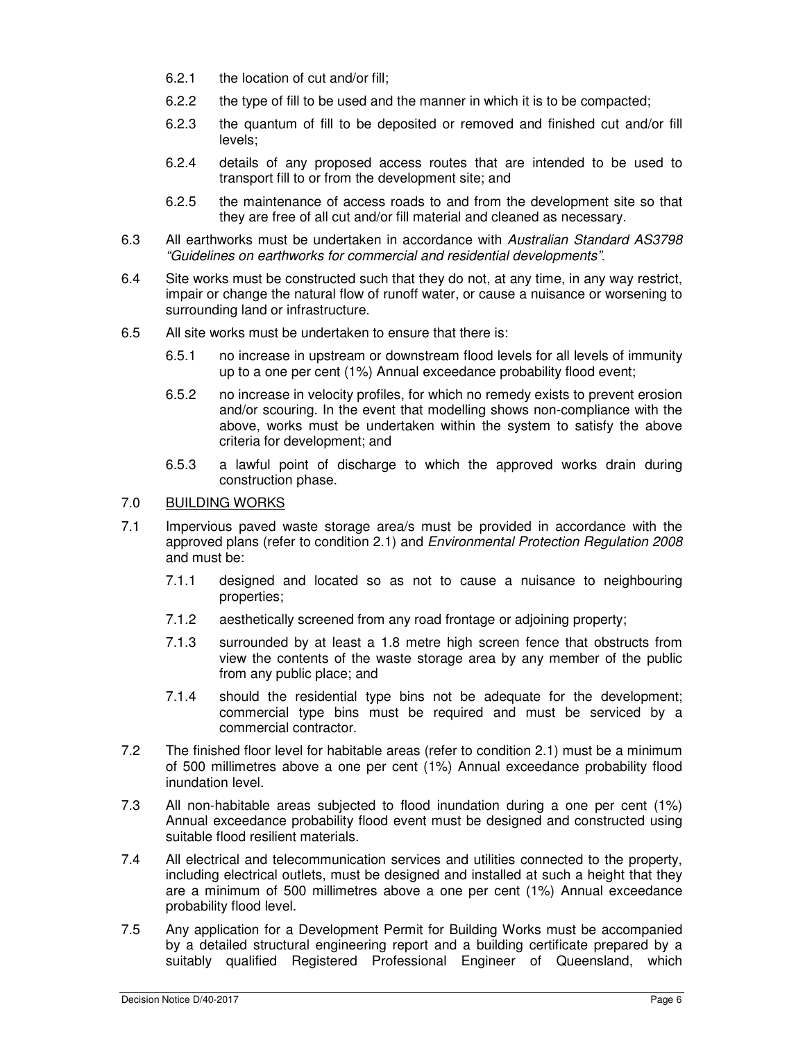6.2.1 the location of cut and/or fill;

6.2.2 the type of fill to be used and the manner in which it is to be compacted;

6.2.3 the quantum of fill to be deposited or removed and finished cut and/or fill levels;

6.2.4 details of any proposed access routes that are intended to be used to transport fill to or from the development site; and

6.2.5 the maintenance of access roads to and from the development site so that they are free of all cut and/or fill material and cleaned as necessary.

6.3 All earthworks must be undertaken in accordance with *Australian Standard AS3798 "Guidelines on earthworks for commercial and residential developments"*.

6.4 Site works must be constructed such that they do not, at any time, in any way restrict, impair or change the natural flow of runoff water, or cause a nuisance or worsening to surrounding land or infrastructure.

6.5 All site works must be undertaken to ensure that there is:

6.5.1 no increase in upstream or downstream flood levels for all levels of immunity up to a one per cent (1%) Annual exceedance probability flood event;

6.5.2 no increase in velocity profiles, for which no remedy exists to prevent erosion and/or scouring. In the event that modelling shows non-compliance with the above, works must be undertaken within the system to satisfy the above criteria for development; and

6.5.3 a lawful point of discharge to which the approved works drain during construction phase.

7.0 <u>BUILDING WORKS</u>

7.1 Impervious paved waste storage area/s must be provided in accordance with the approved plans (refer to condition 2.1) and *Environmental Protection Regulation 2008* and must be:

7.1.1 designed and located so as not to cause a nuisance to neighbouring properties;

7.1.2 aesthetically screened from any road frontage or adjoining property;

7.1.3 surrounded by at least a 1.8 metre high screen fence that obstructs from view the contents of the waste storage area by any member of the public from any public place; and

7.1.4 should the residential type bins not be adequate for the development; commercial type bins must be required and must be serviced by a commercial contractor.

7.2 The finished floor level for habitable areas (refer to condition 2.1) must be a minimum of 500 millimetres above a one per cent (1%) Annual exceedance probability flood inundation level.

7.3 All non-habitable areas subjected to flood inundation during a one per cent (1%) Annual exceedance probability flood event must be designed and constructed using suitable flood resilient materials.

7.4 All electrical and telecommunication services and utilities connected to the property, including electrical outlets, must be designed and installed at such a height that they are a minimum of 500 millimetres above a one per cent (1%) Annual exceedance probability flood level.

7.5 Any application for a Development Permit for Building Works must be accompanied by a detailed structural engineering report and a building certificate prepared by a suitably qualified Registered Professional Engineer of Queensland, which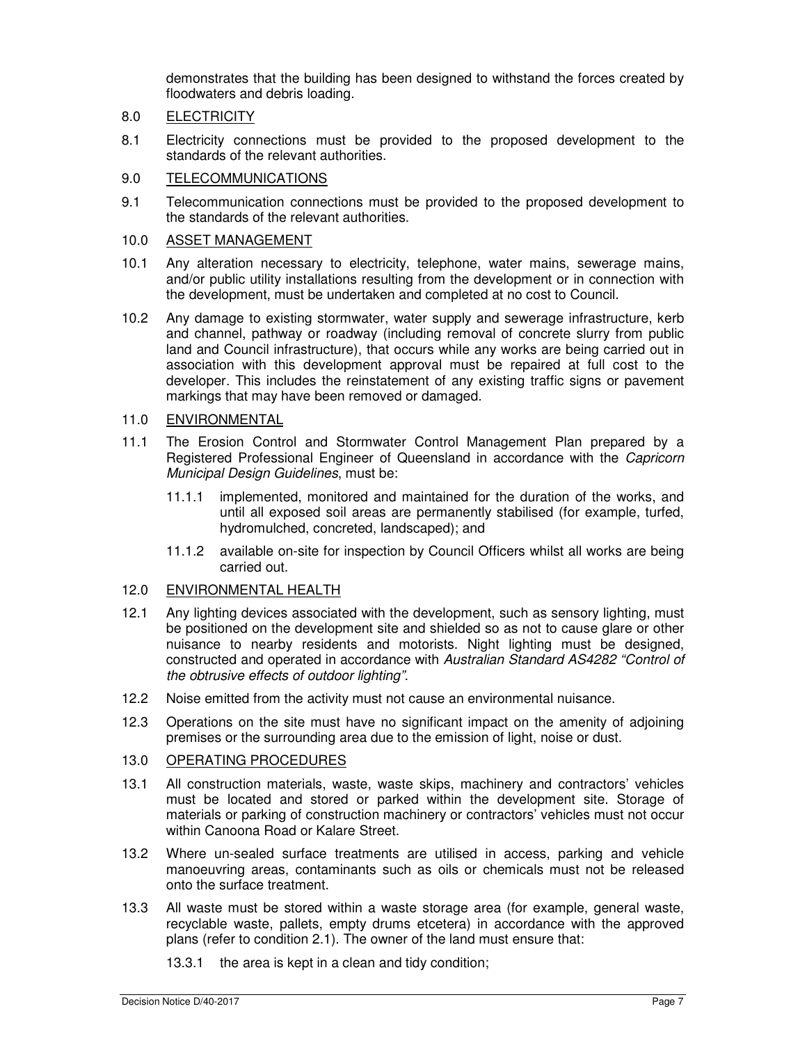demonstrates that the building has been designed to withstand the forces created by floodwaters and debris loading.

8.0 ELECTRICITY

8.1 Electricity connections must be provided to the proposed development to the standards of the relevant authorities.

9.0 TELECOMMUNICATIONS

9.1 Telecommunication connections must be provided to the proposed development to the standards of the relevant authorities.

10.0 ASSET MANAGEMENT

10.1 Any alteration necessary to electricity, telephone, water mains, sewerage mains, and/or public utility installations resulting from the development or in connection with the development, must be undertaken and completed at no cost to Council.

10.2 Any damage to existing stormwater, water supply and sewerage infrastructure, kerb and channel, pathway or roadway (including removal of concrete slurry from public land and Council infrastructure), that occurs while any works are being carried out in association with this development approval must be repaired at full cost to the developer. This includes the reinstatement of any existing traffic signs or pavement markings that may have been removed or damaged.

11.0 ENVIRONMENTAL

11.1 The Erosion Control and Stormwater Control Management Plan prepared by a Registered Professional Engineer of Queensland in accordance with the *Capricorn Municipal Design Guidelines*, must be:

11.1.1 implemented, monitored and maintained for the duration of the works, and until all exposed soil areas are permanently stabilised (for example, turfed, hydromulched, concreted, landscaped); and

11.1.2 available on-site for inspection by Council Officers whilst all works are being carried out.

12.0 ENVIRONMENTAL HEALTH

12.1 Any lighting devices associated with the development, such as sensory lighting, must be positioned on the development site and shielded so as not to cause glare or other nuisance to nearby residents and motorists. Night lighting must be designed, constructed and operated in accordance with *Australian Standard AS4282 "Control of the obtrusive effects of outdoor lighting"*.

12.2 Noise emitted from the activity must not cause an environmental nuisance.

12.3 Operations on the site must have no significant impact on the amenity of adjoining premises or the surrounding area due to the emission of light, noise or dust.

13.0 OPERATING PROCEDURES

13.1 All construction materials, waste, waste skips, machinery and contractors' vehicles must be located and stored or parked within the development site. Storage of materials or parking of construction machinery or contractors' vehicles must not occur within Canoona Road or Kalare Street.

13.2 Where un-sealed surface treatments are utilised in access, parking and vehicle manoeuvring areas, contaminants such as oils or chemicals must not be released onto the surface treatment.

13.3 All waste must be stored within a waste storage area (for example, general waste, recyclable waste, pallets, empty drums etcetera) in accordance with the approved plans (refer to condition 2.1). The owner of the land must ensure that:

13.3.1 the area is kept in a clean and tidy condition;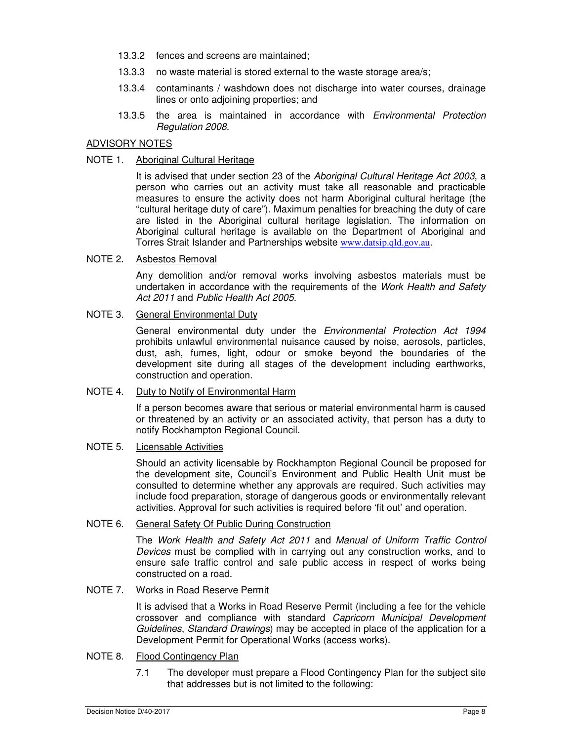13.3.2 fences and screens are maintained;

13.3.3 no waste material is stored external to the waste storage area/s;

13.3.4 contaminants / washdown does not discharge into water courses, drainage lines or onto adjoining properties; and

13.3.5 the area is maintained in accordance with *Environmental Protection Regulation 2008*.

ADVISORY NOTES

NOTE 1. Aboriginal Cultural Heritage

It is advised that under section 23 of the *Aboriginal Cultural Heritage Act 2003*, a person who carries out an activity must take all reasonable and practicable measures to ensure the activity does not harm Aboriginal cultural heritage (the "cultural heritage duty of care"). Maximum penalties for breaching the duty of care are listed in the Aboriginal cultural heritage legislation. The information on Aboriginal cultural heritage is available on the Department of Aboriginal and Torres Strait Islander and Partnerships website www.datsip.qld.gov.au.

NOTE 2. Asbestos Removal

Any demolition and/or removal works involving asbestos materials must be undertaken in accordance with the requirements of the *Work Health and Safety Act 2011* and *Public Health Act 2005*.

NOTE 3. General Environmental Duty

General environmental duty under the *Environmental Protection Act 1994* prohibits unlawful environmental nuisance caused by noise, aerosols, particles, dust, ash, fumes, light, odour or smoke beyond the boundaries of the development site during all stages of the development including earthworks, construction and operation.

NOTE 4. Duty to Notify of Environmental Harm

If a person becomes aware that serious or material environmental harm is caused or threatened by an activity or an associated activity, that person has a duty to notify Rockhampton Regional Council.

NOTE 5. Licensable Activities

Should an activity licensable by Rockhampton Regional Council be proposed for the development site, Council's Environment and Public Health Unit must be consulted to determine whether any approvals are required. Such activities may include food preparation, storage of dangerous goods or environmentally relevant activities. Approval for such activities is required before 'fit out' and operation.

NOTE 6. General Safety Of Public During Construction

The *Work Health and Safety Act 2011* and *Manual of Uniform Traffic Control Devices* must be complied with in carrying out any construction works, and to ensure safe traffic control and safe public access in respect of works being constructed on a road.

NOTE 7. Works in Road Reserve Permit

It is advised that a Works in Road Reserve Permit (including a fee for the vehicle crossover and compliance with standard *Capricorn Municipal Development Guidelines*, *Standard Drawings*) may be accepted in place of the application for a Development Permit for Operational Works (access works).

NOTE 8. Flood Contingency Plan

7.1 The developer must prepare a Flood Contingency Plan for the subject site that addresses but is not limited to the following: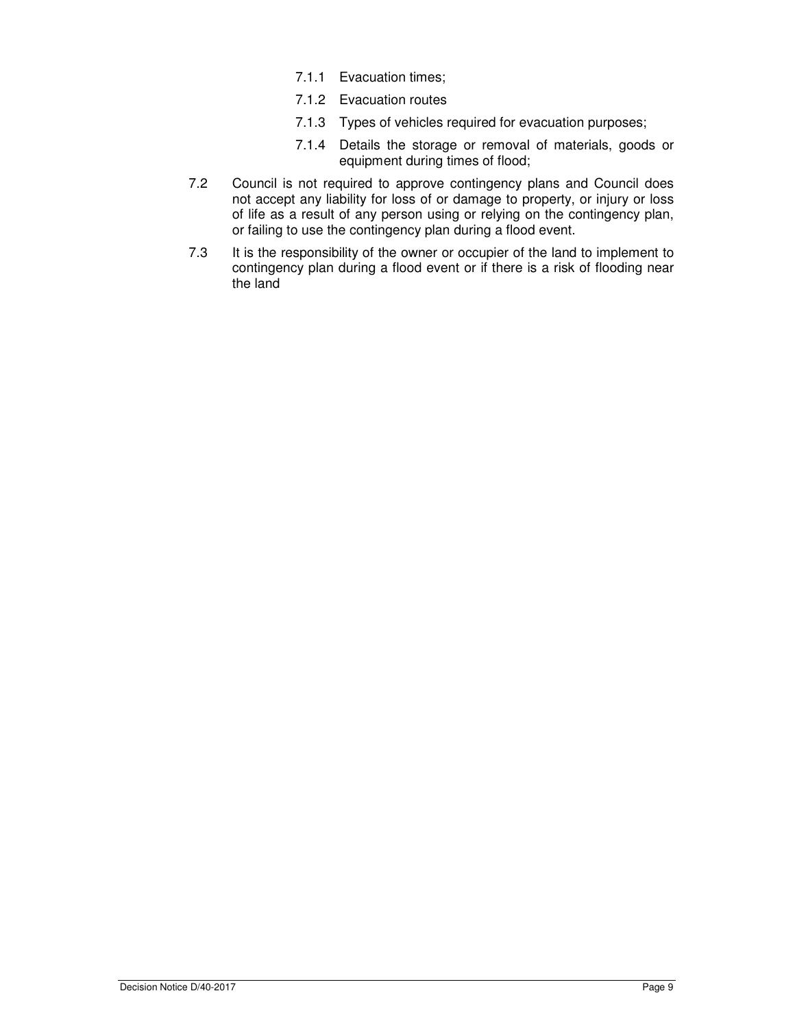7.1.1 Evacuation times;

7.1.2 Evacuation routes

7.1.3 Types of vehicles required for evacuation purposes;

7.1.4 Details the storage or removal of materials, goods or equipment during times of flood;

7.2 Council is not required to approve contingency plans and Council does not accept any liability for loss of or damage to property, or injury or loss of life as a result of any person using or relying on the contingency plan, or failing to use the contingency plan during a flood event.

7.3 It is the responsibility of the owner or occupier of the land to implement to contingency plan during a flood event or if there is a risk of flooding near the land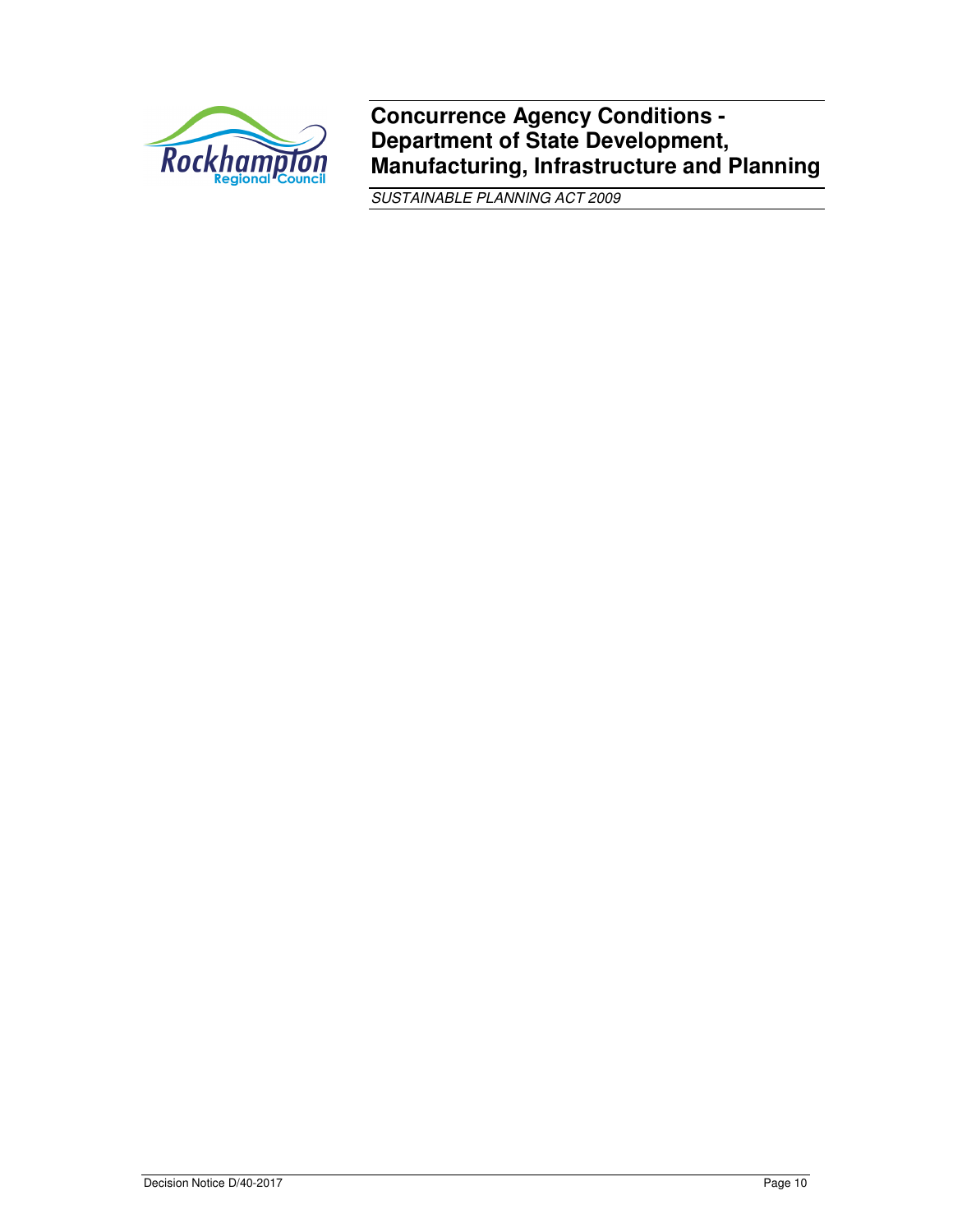# Concurrence Agency Conditions - Department of State Development, Manufacturing, Infrastructure and Planning

*SUSTAINABLE PLANNING ACT 2009*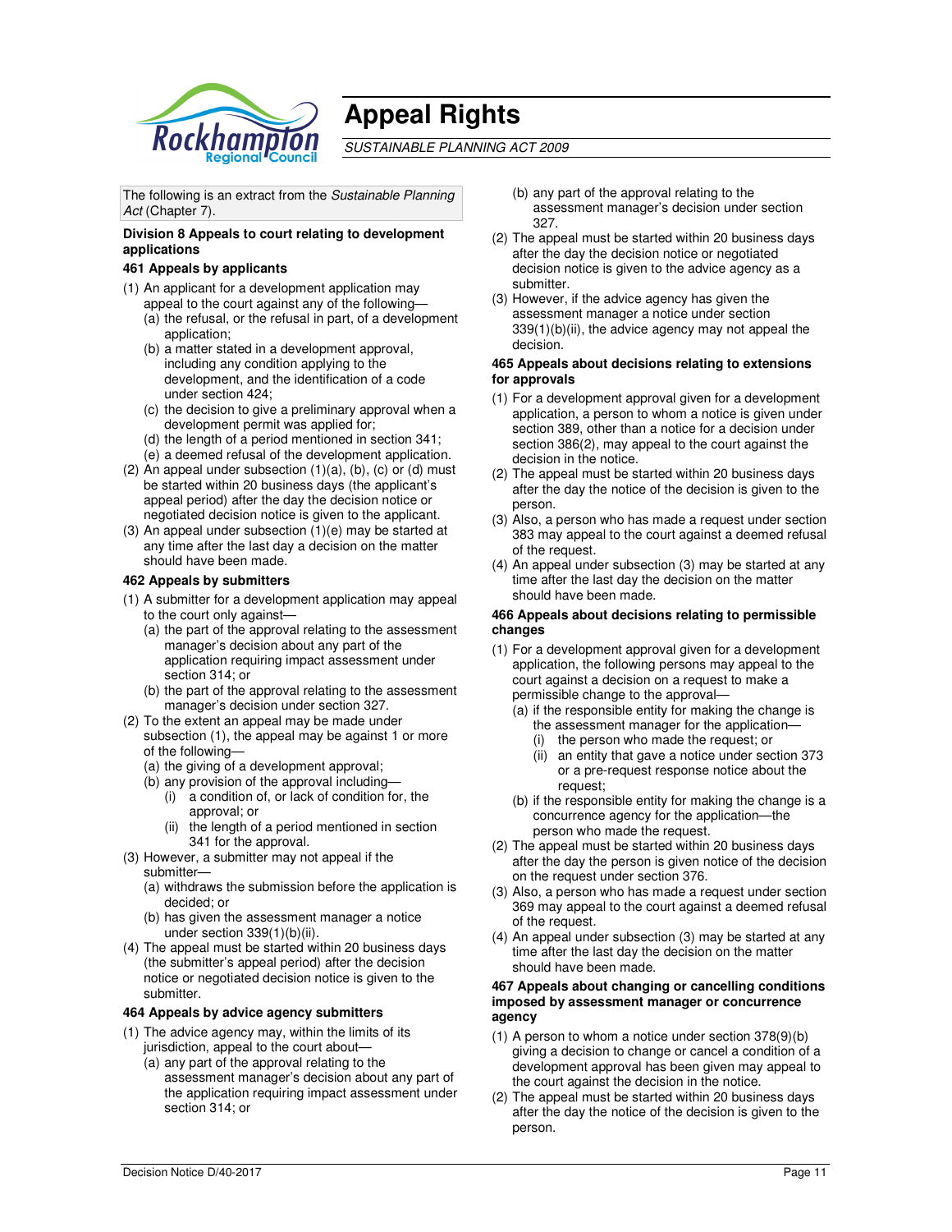# Appeal Rights

*SUSTAINABLE PLANNING ACT 2009*

The following is an extract from the *Sustainable Planning Act* (Chapter 7).

**Division 8 Appeals to court relating to development applications**

**461 Appeals by applicants**

(1) An applicant for a development application may appeal to the court against any of the following—
- (a) the refusal, or the refusal in part, of a development application;
- (b) a matter stated in a development approval, including any condition applying to the development, and the identification of a code under section 424;
- (c) the decision to give a preliminary approval when a development permit was applied for;
- (d) the length of a period mentioned in section 341;
- (e) a deemed refusal of the development application.

(2) An appeal under subsection (1)(a), (b), (c) or (d) must be started within 20 business days (the applicant's appeal period) after the day the decision notice or negotiated decision notice is given to the applicant.

(3) An appeal under subsection (1)(e) may be started at any time after the last day a decision on the matter should have been made.

**462 Appeals by submitters**

(1) A submitter for a development application may appeal to the court only against—
- (a) the part of the approval relating to the assessment manager's decision about any part of the application requiring impact assessment under section 314; or
- (b) the part of the approval relating to the assessment manager's decision under section 327.

(2) To the extent an appeal may be made under subsection (1), the appeal may be against 1 or more of the following—
- (a) the giving of a development approval;
- (b) any provision of the approval including—
  - (i) a condition of, or lack of condition for, the approval; or
  - (ii) the length of a period mentioned in section 341 for the approval.

(3) However, a submitter may not appeal if the submitter—
- (a) withdraws the submission before the application is decided; or
- (b) has given the assessment manager a notice under section 339(1)(b)(ii).

(4) The appeal must be started within 20 business days (the submitter's appeal period) after the decision notice or negotiated decision notice is given to the submitter.

**464 Appeals by advice agency submitters**

(1) The advice agency may, within the limits of its jurisdiction, appeal to the court about—
- (a) any part of the approval relating to the assessment manager's decision about any part of the application requiring impact assessment under section 314; or
- (b) any part of the approval relating to the assessment manager's decision under section 327.

(2) The appeal must be started within 20 business days after the day the decision notice or negotiated decision notice is given to the advice agency as a submitter.

(3) However, if the advice agency has given the assessment manager a notice under section 339(1)(b)(ii), the advice agency may not appeal the decision.

**465 Appeals about decisions relating to extensions for approvals**

(1) For a development approval given for a development application, a person to whom a notice is given under section 389, other than a notice for a decision under section 386(2), may appeal to the court against the decision in the notice.

(2) The appeal must be started within 20 business days after the day the notice of the decision is given to the person.

(3) Also, a person who has made a request under section 383 may appeal to the court against a deemed refusal of the request.

(4) An appeal under subsection (3) may be started at any time after the last day the decision on the matter should have been made.

**466 Appeals about decisions relating to permissible changes**

(1) For a development approval given for a development application, the following persons may appeal to the court against a decision on a request to make a permissible change to the approval—
- (a) if the responsible entity for making the change is the assessment manager for the application—
  - (i) the person who made the request; or
  - (ii) an entity that gave a notice under section 373 or a pre-request response notice about the request;
- (b) if the responsible entity for making the change is a concurrence agency for the application—the person who made the request.

(2) The appeal must be started within 20 business days after the day the person is given notice of the decision on the request under section 376.

(3) Also, a person who has made a request under section 369 may appeal to the court against a deemed refusal of the request.

(4) An appeal under subsection (3) may be started at any time after the last day the decision on the matter should have been made.

**467 Appeals about changing or cancelling conditions imposed by assessment manager or concurrence agency**

(1) A person to whom a notice under section 378(9)(b) giving a decision to change or cancel a condition of a development approval has been given may appeal to the court against the decision in the notice.

(2) The appeal must be started within 20 business days after the day the notice of the decision is given to the person.